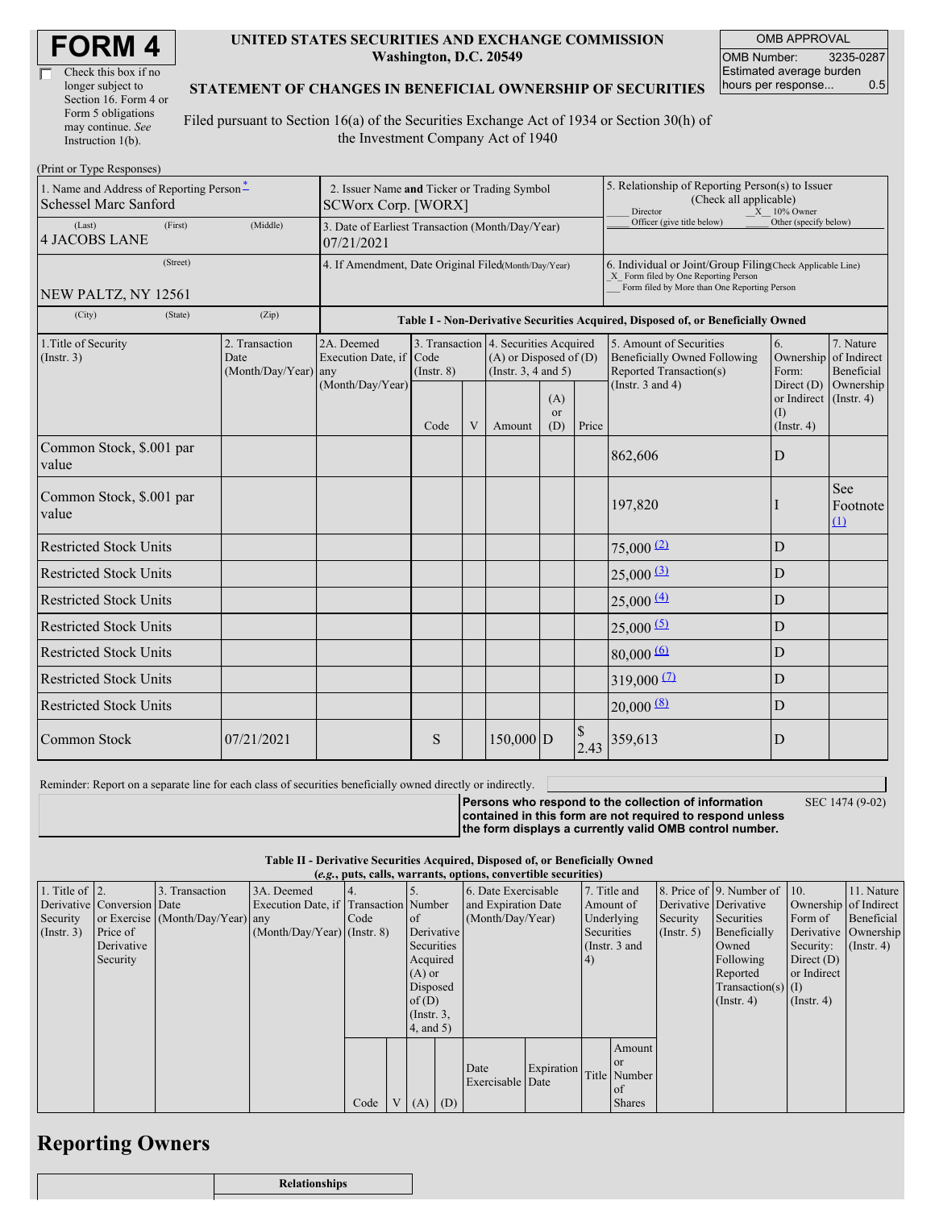# FORM 4

☐ Check this box if no longer subject to Section 16. Form 4 or Form 5 obligations may continue. *See* Instruction 1(b).

**UNITED STATES SECURITIES AND EXCHANGE COMMISSION**
**Washington, D.C. 20549**

**STATEMENT OF CHANGES IN BENEFICIAL OWNERSHIP OF SECURITIES**

Filed pursuant to Section 16(a) of the Securities Exchange Act of 1934 or Section 30(h) of the Investment Company Act of 1940

| OMB APPROVAL | |
|---|---|
| OMB Number: | 3235-0287 |
| Estimated average burden hours per response... | 0.5 |

(Print or Type Responses)

| 1. Name and Address of Reporting Person * | 2. Issuer Name and Ticker or Trading Symbol | 5. Relationship of Reporting Person(s) to Issuer (Check all applicable) |
|---|---|---|
| Schessel Marc Sanford | SCWorx Corp. [WORX] | ___ Director _X_ 10% Owner ___ Officer (give title below) ___ Other (specify below) |
| (Last) (First) (Middle) 4 JACOBS LANE | 3. Date of Earliest Transaction (Month/Day/Year) 07/21/2021 | |
| (Street) NEW PALTZ, NY 12561 | 4. If Amendment, Date Original Filed (Month/Day/Year) | 6. Individual or Joint/Group Filing (Check Applicable Line) _X_ Form filed by One Reporting Person ___ Form filed by More than One Reporting Person |
| (City) (State) (Zip) | | |

**Table I - Non-Derivative Securities Acquired, Disposed of, or Beneficially Owned**

| 1.Title of Security (Instr. 3) | 2. Transaction Date (Month/Day/Year) | 2A. Deemed Execution Date, if any (Month/Day/Year) | 3. Transaction Code (Instr. 8) | | 4. Securities Acquired (A) or Disposed of (D) (Instr. 3, 4 and 5) | | | 5. Amount of Securities Beneficially Owned Following Reported Transaction(s) (Instr. 3 and 4) | 6. Ownership Form: Direct (D) or Indirect (I) (Instr. 4) | 7. Nature of Indirect Beneficial Ownership (Instr. 4) |
|---|---|---|---|---|---|---|---|---|---|---|
| | | | Code | V | Amount | (A) or (D) | Price | | | |
| Common Stock, $.001 par value | | | | | | | | 862,606 | D | |
| Common Stock, $.001 par value | | | | | | | | 197,820 | I | See Footnote (1) |
| Restricted Stock Units | | | | | | | | 75,000 (2) | D | |
| Restricted Stock Units | | | | | | | | 25,000 (3) | D | |
| Restricted Stock Units | | | | | | | | 25,000 (4) | D | |
| Restricted Stock Units | | | | | | | | 25,000 (5) | D | |
| Restricted Stock Units | | | | | | | | 80,000 (6) | D | |
| Restricted Stock Units | | | | | | | | 319,000 (7) | D | |
| Restricted Stock Units | | | | | | | | 20,000 (8) | D | |
| Common Stock | 07/21/2021 | | S | | 150,000 | D | $ 2.43 | 359,613 | D | |

Reminder: Report on a separate line for each class of securities beneficially owned directly or indirectly.

**Persons who respond to the collection of information contained in this form are not required to respond unless the form displays a currently valid OMB control number.** SEC 1474 (9-02)

**Table II - Derivative Securities Acquired, Disposed of, or Beneficially Owned**
**(*e.g.*, puts, calls, warrants, options, convertible securities)**

| 1. Title of Derivative Security (Instr. 3) | 2. Conversion or Exercise Price of Derivative Security | 3. Transaction Date (Month/Day/Year) | 3A. Deemed Execution Date, if any (Month/Day/Year) | 4. Transaction Code (Instr. 8) | | 5. Number of Derivative Securities Acquired (A) or Disposed of (D) (Instr. 3, 4, and 5) | | 6. Date Exercisable and Expiration Date (Month/Day/Year) | | 7. Title and Amount of Underlying Securities (Instr. 3 and 4) | | 8. Price of Derivative Security (Instr. 5) | 9. Number of Derivative Securities Beneficially Owned Following Reported Transaction(s) (Instr. 4) | 10. Ownership Form of Derivative Security: Direct (D) or Indirect (I) (Instr. 4) | 11. Nature of Indirect Beneficial Ownership (Instr. 4) |
|---|---|---|---|---|---|---|---|---|---|---|---|---|---|---|---|
| | | | | Code | V | (A) | (D) | Date Exercisable | Expiration Date | Title | Amount or Number of Shares | | | | |

## Reporting Owners

| | Relationships |
|---|---|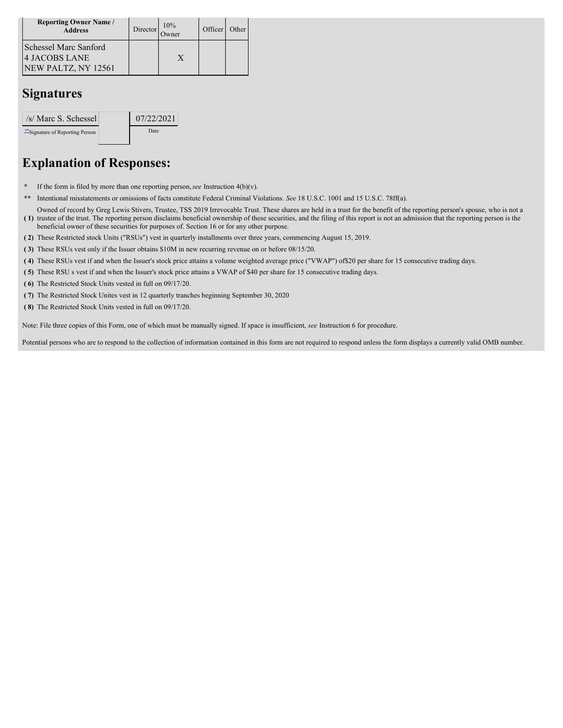| Reporting Owner Name / Address | Director | 10% Owner | Officer | Other |
| --- | --- | --- | --- | --- |
| Schessel Marc Sanford<br>4 JACOBS LANE<br>NEW PALTZ, NY 12561 | | X | | |

## Signatures

| /s/ Marc S. Schessel | | 07/22/2021 |
| --- | --- | --- |
| **Signature of Reporting Person | | Date |

## Explanation of Responses:

- \* If the form is filed by more than one reporting person, *see* Instruction 4(b)(v).
- ** Intentional misstatements or omissions of facts constitute Federal Criminal Violations. *See* 18 U.S.C. 1001 and 15 U.S.C. 78ff(a).
- ( 1) Owned of record by Greg Lewis Stivers, Trustee, TSS 2019 Irrevocable Trust. These shares are held in a trust for the benefit of the reporting person's spouse, who is not a trustee of the trust. The reporting person disclaims beneficial ownership of these securities, and the filing of this report is not an admission that the reporting person is the beneficial owner of these securities for purposes of. Section 16 or for any other purpose.
- ( 2) These Restricted stock Units ("RSUs") vest in quarterly installments over three years, commencing August 15, 2019.
- ( 3) These RSUs vest only if the Issuer obtains $10M in new recurring revenue on or before 08/15/20.
- ( 4) These RSUs vest if and when the Issuer's stock price attains a volume weighted average price ("VWAP") of$20 per share for 15 consecutive trading days.
- ( 5) These RSU s vest if and when the Issuer's stock price attains a VWAP of $40 per share for 15 consecutive trading days.
- ( 6) The Restricted Stock Units vested in full on 09/17/20.
- ( 7) The Restricted Stock Unites vest in 12 quarterly tranches beginning September 30, 2020
- ( 8) The Restricted Stock Units vested in full on 09/17/20.

Note: File three copies of this Form, one of which must be manually signed. If space is insufficient, *see* Instruction 6 for procedure.

Potential persons who are to respond to the collection of information contained in this form are not required to respond unless the form displays a currently valid OMB number.